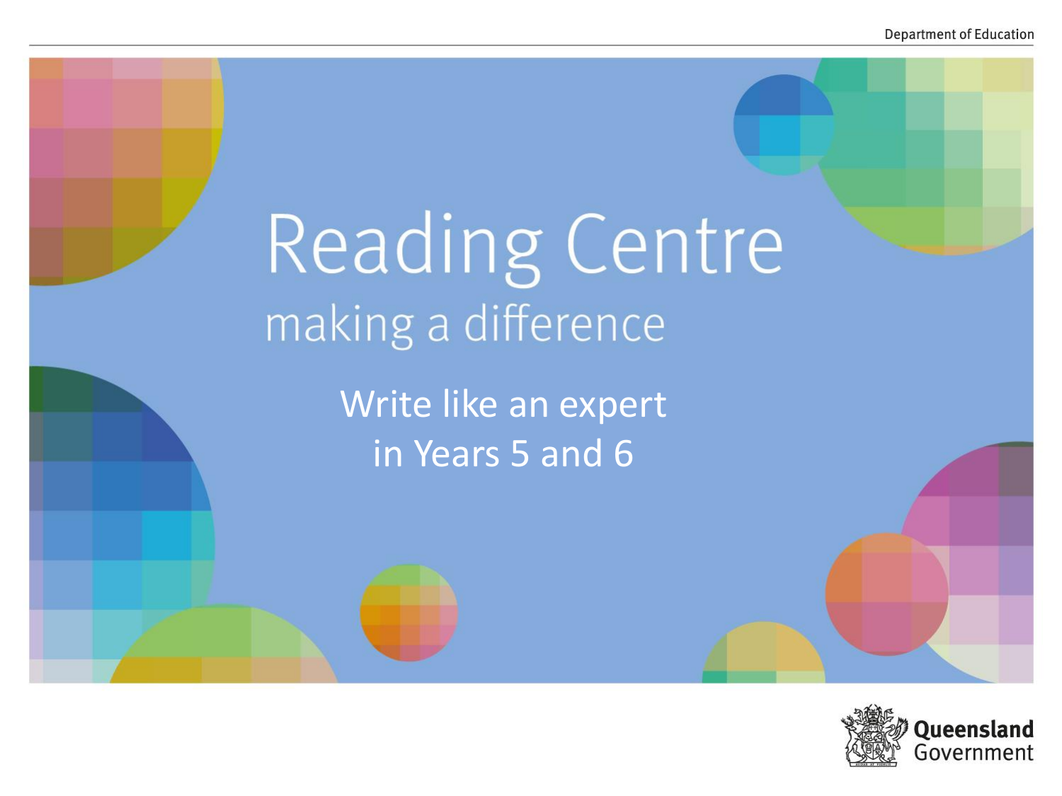# Reading Centre

## making a difference

### Write like an expert in Years 5 and 6

Queensland Government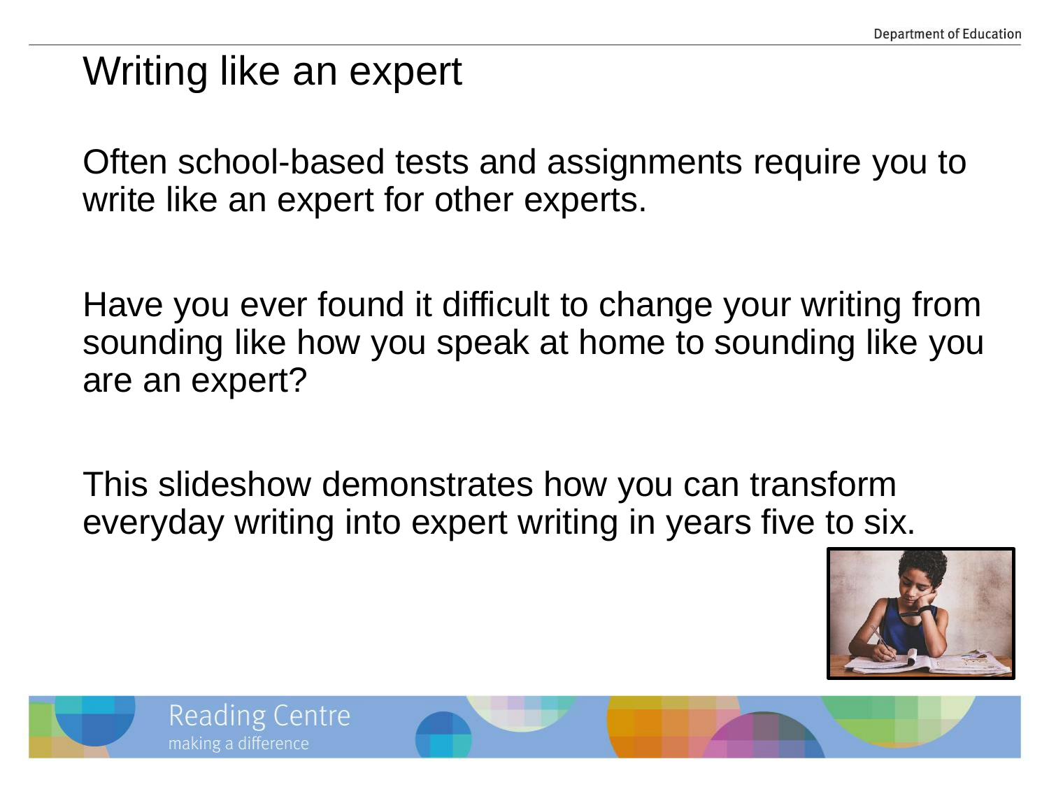# Writing like an expert

Often school-based tests and assignments require you to write like an expert for other experts.

Have you ever found it difficult to change your writing from sounding like how you speak at home to sounding like you are an expert?

This slideshow demonstrates how you can transform everyday writing into expert writing in years five to six.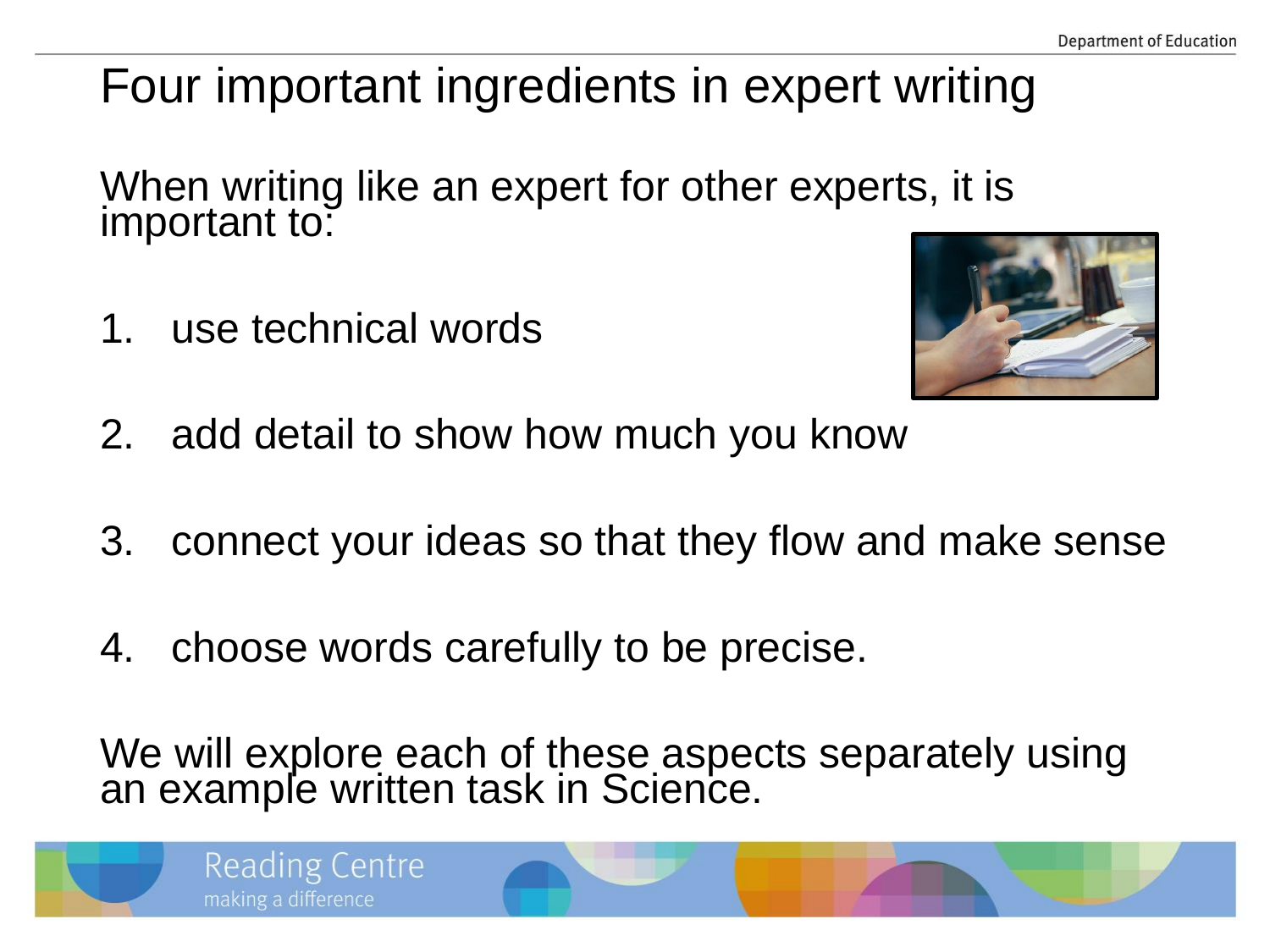# Four important ingredients in expert writing

When writing like an expert for other experts, it is important to:

1. use technical words
2. add detail to show how much you know
3. connect your ideas so that they flow and make sense
4. choose words carefully to be precise.

We will explore each of these aspects separately using an example written task in Science.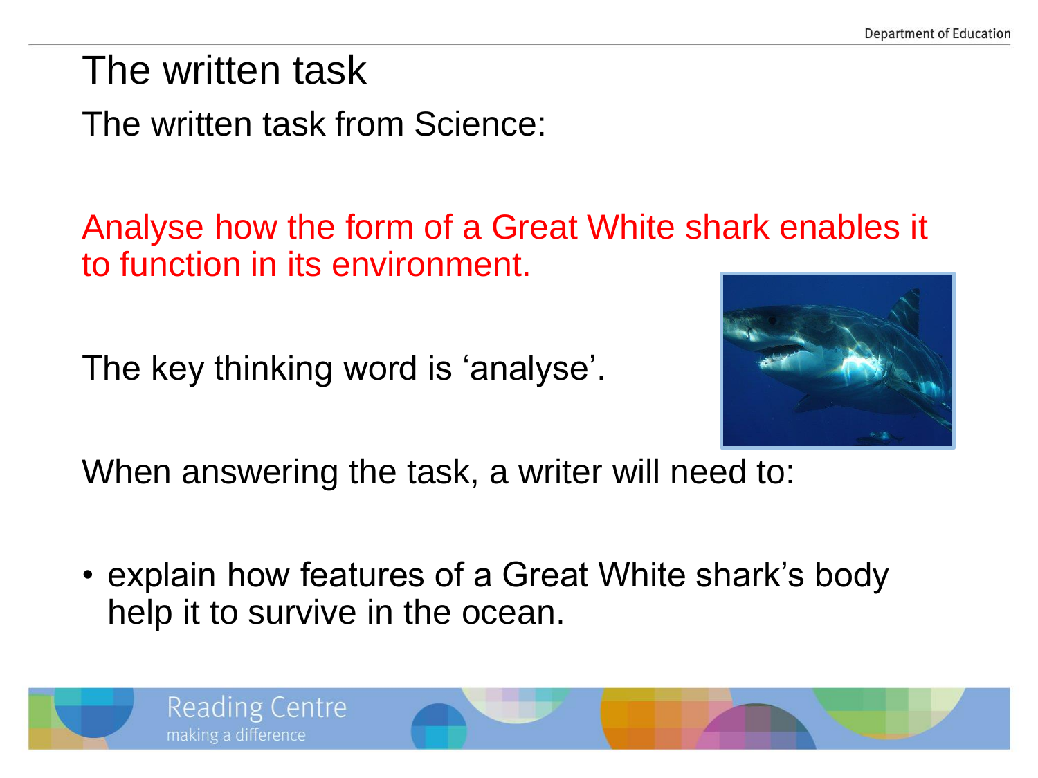# The written task

The written task from Science:

Analyse how the form of a Great White shark enables it to function in its environment.

The key thinking word is ‘analyse’.

When answering the task, a writer will need to:

- explain how features of a Great White shark’s body help it to survive in the ocean.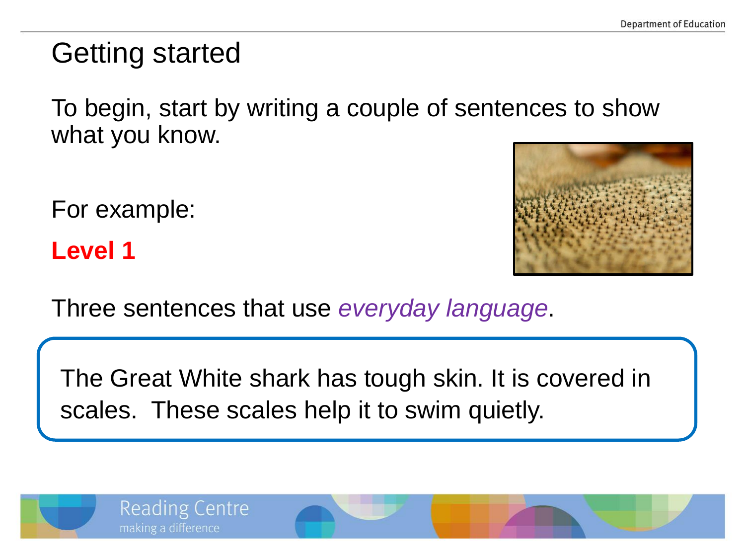# Getting started

To begin, start by writing a couple of sentences to show what you know.

For example:

**Level 1**

Three sentences that use *everyday language*.

The Great White shark has tough skin. It is covered in scales. These scales help it to swim quietly.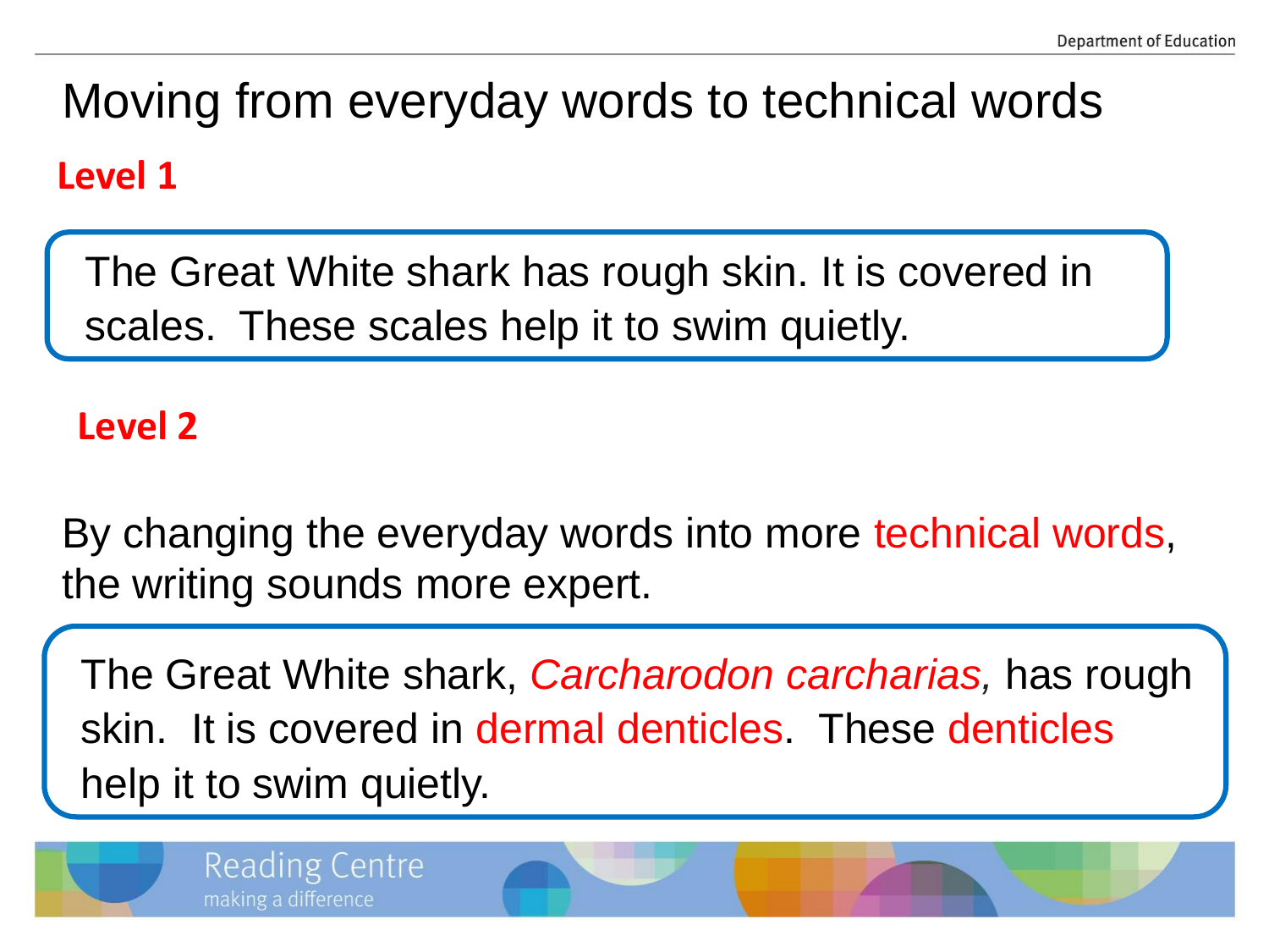# Moving from everyday words to technical words

**Level 1**

The Great White shark has rough skin. It is covered in scales. These scales help it to swim quietly.

**Level 2**

By changing the everyday words into more technical words, the writing sounds more expert.

The Great White shark, *Carcharodon carcharias,* has rough skin. It is covered in dermal denticles. These denticles help it to swim quietly.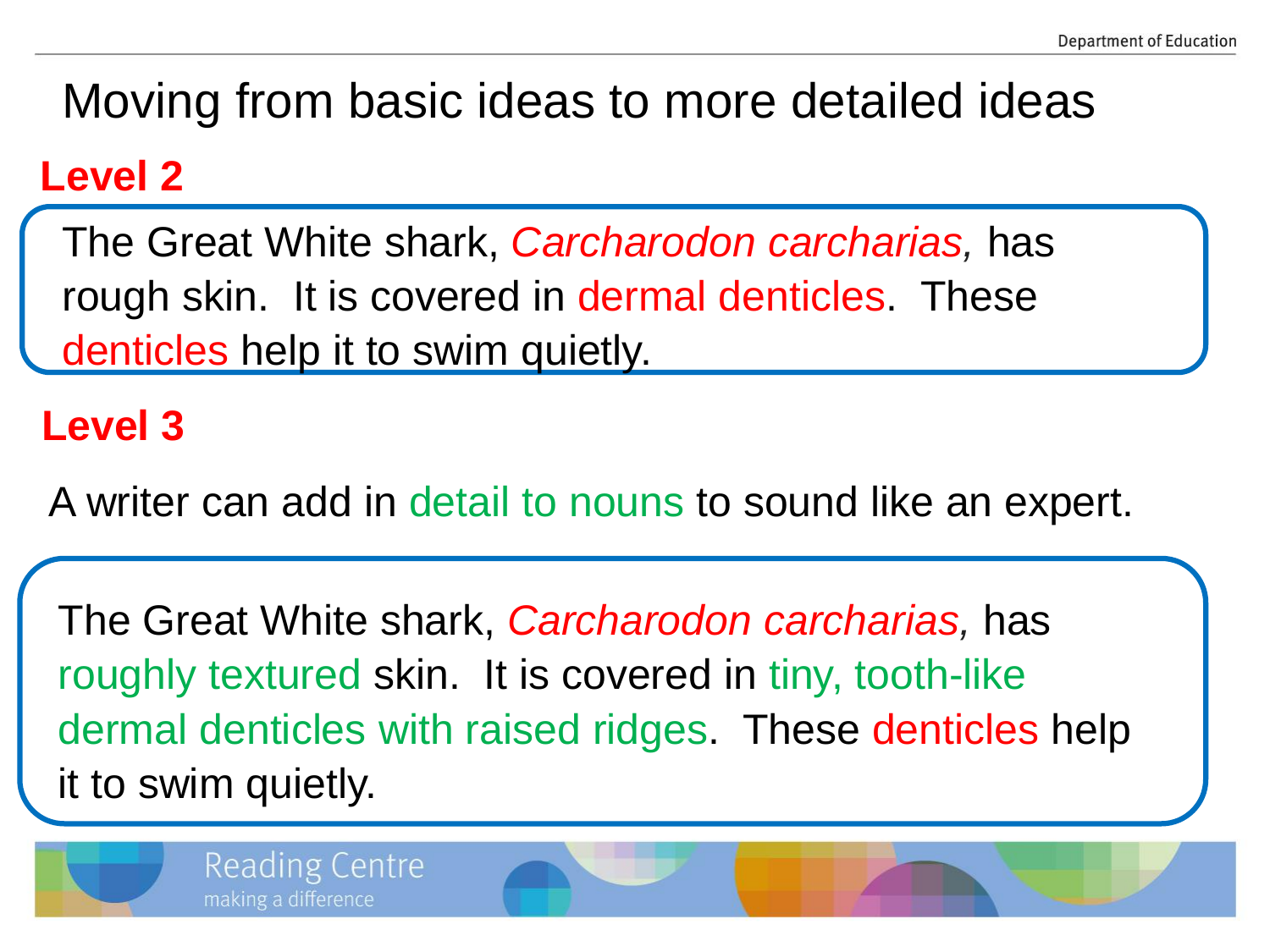# Moving from basic ideas to more detailed ideas

## Level 2

The Great White shark, *Carcharodon carcharias,* has rough skin. It is covered in dermal denticles. These denticles help it to swim quietly.

## Level 3

A writer can add in detail to nouns to sound like an expert.

The Great White shark, *Carcharodon carcharias,* has roughly textured skin. It is covered in tiny, tooth-like dermal denticles with raised ridges. These denticles help it to swim quietly.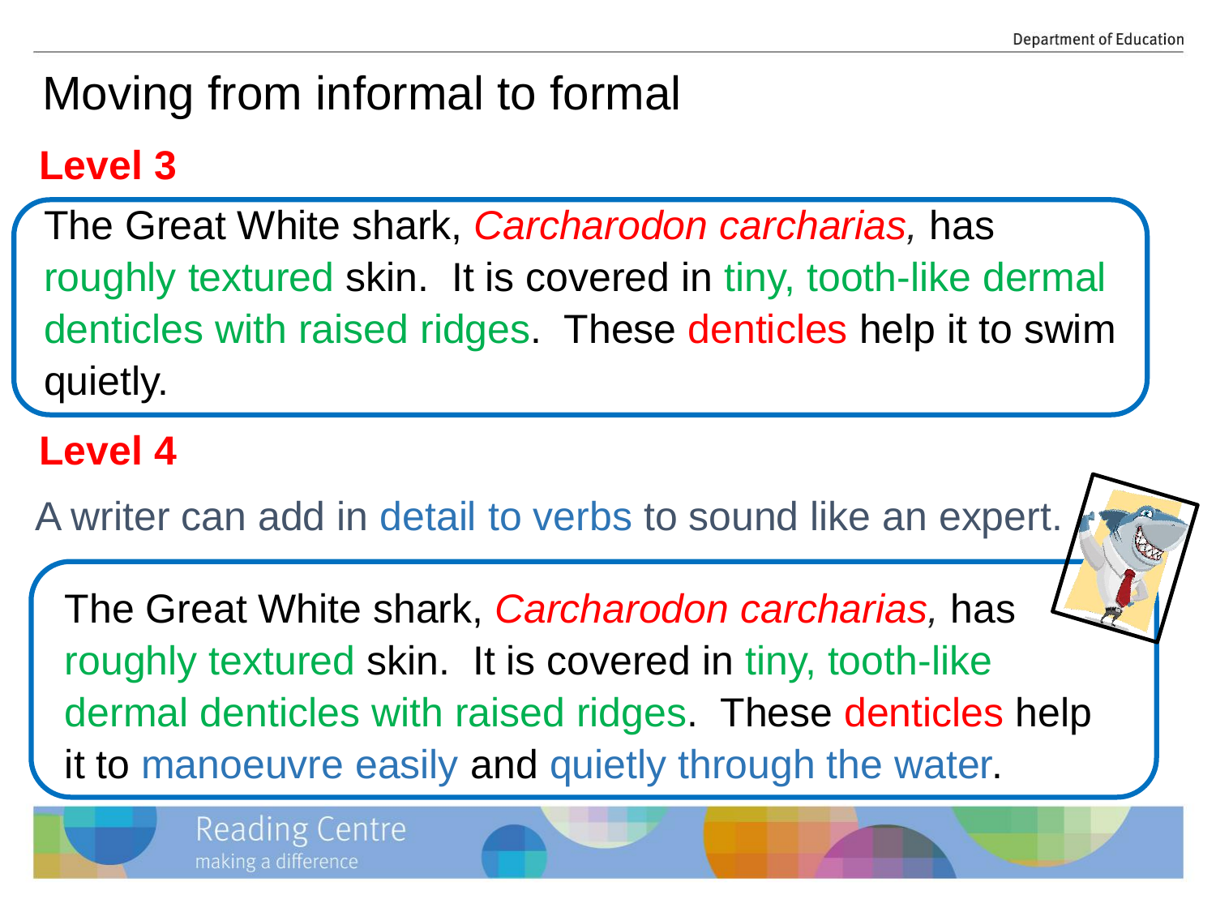# Moving from informal to formal

## Level 3

The Great White shark, *Carcharodon carcharias,* has roughly textured skin. It is covered in tiny, tooth-like dermal denticles with raised ridges. These denticles help it to swim quietly.

## Level 4

A writer can add in detail to verbs to sound like an expert.

The Great White shark, *Carcharodon carcharias,* has roughly textured skin. It is covered in tiny, tooth-like dermal denticles with raised ridges. These denticles help it to manoeuvre easily and quietly through the water.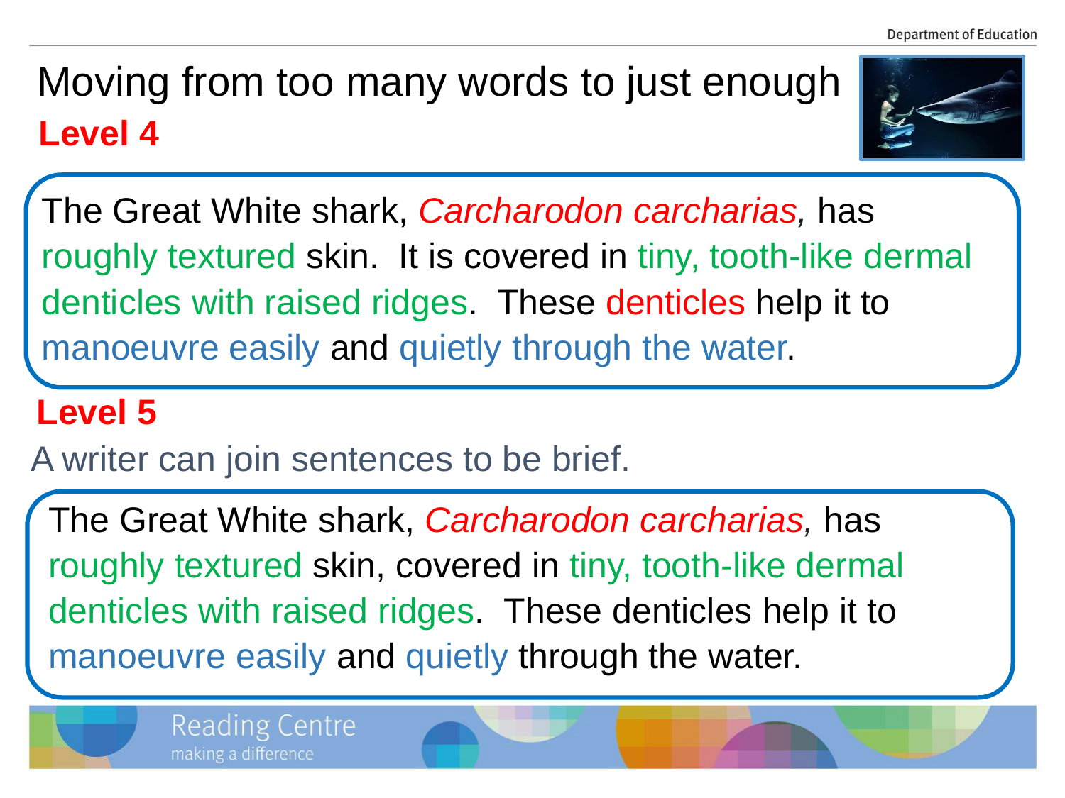# Moving from too many words to just enough

## Level 4

The Great White shark, *Carcharodon carcharias,* has roughly textured skin. It is covered in tiny, tooth-like dermal denticles with raised ridges. These denticles help it to manoeuvre easily and quietly through the water.

## Level 5

A writer can join sentences to be brief.

The Great White shark, *Carcharodon carcharias,* has roughly textured skin, covered in tiny, tooth-like dermal denticles with raised ridges. These denticles help it to manoeuvre easily and quietly through the water.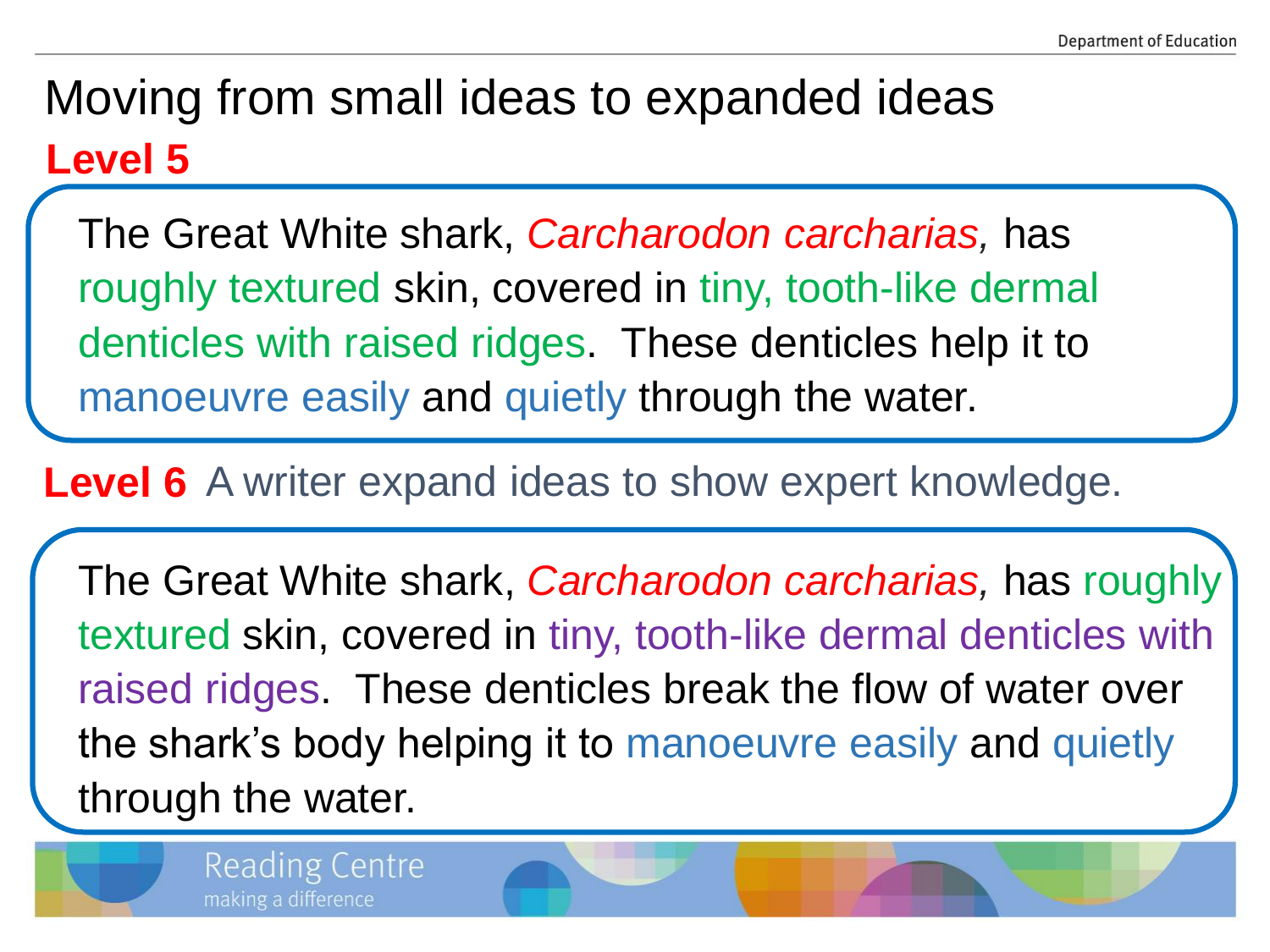# Moving from small ideas to expanded ideas

## Level 5

The Great White shark, *Carcharodon carcharias,* has roughly textured skin, covered in tiny, tooth-like dermal denticles with raised ridges. These denticles help it to manoeuvre easily and quietly through the water.

## Level 6

A writer expand ideas to show expert knowledge.

The Great White shark, *Carcharodon carcharias,* has roughly textured skin, covered in tiny, tooth-like dermal denticles with raised ridges. These denticles break the flow of water over the shark's body helping it to manoeuvre easily and quietly through the water.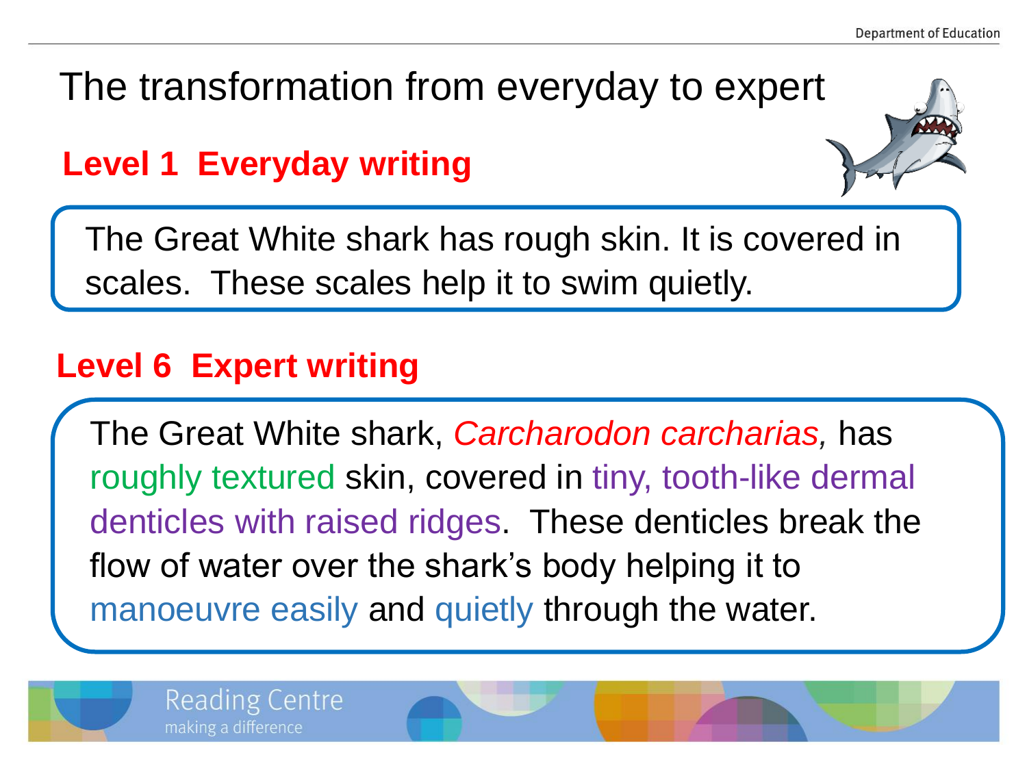# The transformation from everyday to expert

## Level 1 Everyday writing

The Great White shark has rough skin. It is covered in scales. These scales help it to swim quietly.

## Level 6 Expert writing

The Great White shark, *Carcharodon carcharias*, has roughly textured skin, covered in tiny, tooth-like dermal denticles with raised ridges. These denticles break the flow of water over the shark's body helping it to manoeuvre easily and quietly through the water.